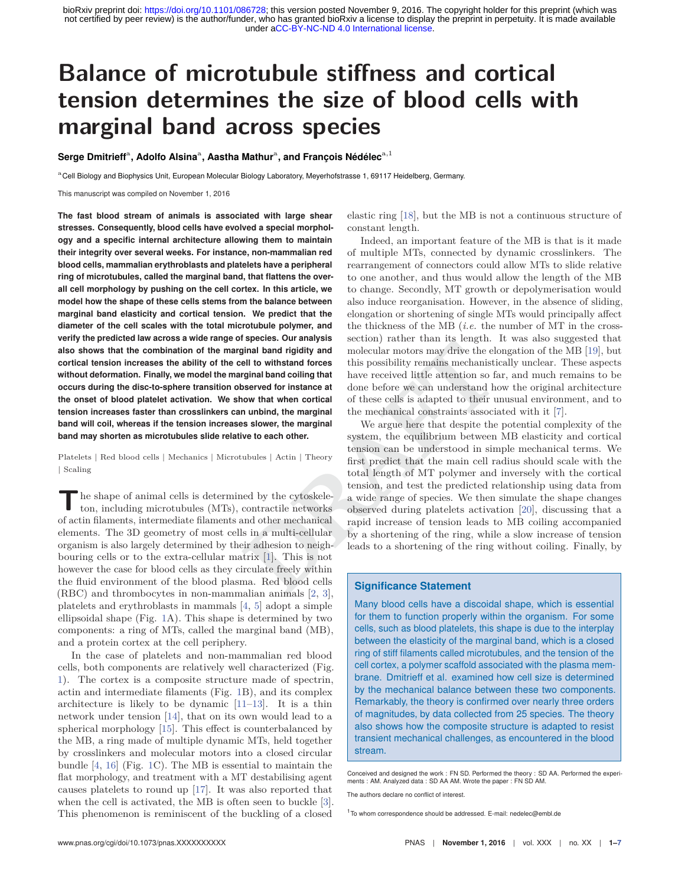# Balance of microtubule stiffness and cortical tension determines the size of blood cells with marginal band across species

**Serge Dmitrieff**[a], **Adolfo Alsina**[a], **Aastha Mathur**[a], **and François Nédélec**[a,1]

[a] Cell Biology and Biophysics Unit, European Molecular Biology Laboratory, Meyerhofstrasse 1, 69117 Heidelberg, Germany.

This manuscript was compiled on November 1, 2016

**The fast blood stream of animals is associated with large shear stresses. Consequently, blood cells have evolved a special morphology and a specific internal architecture allowing them to maintain their integrity over several weeks. For instance, non-mammalian red blood cells, mammalian erythroblasts and platelets have a peripheral ring of microtubules, called the marginal band, that flattens the overall cell morphology by pushing on the cell cortex. In this article, we model how the shape of these cells stems from the balance between marginal band elasticity and cortical tension. We predict that the diameter of the cell scales with the total microtubule polymer, and verify the predicted law across a wide range of species. Our analysis also shows that the combination of the marginal band rigidity and cortical tension increases the ability of the cell to withstand forces without deformation. Finally, we model the marginal band coiling that occurs during the disc-to-sphere transition observed for instance at the onset of blood platelet activation. We show that when cortical tension increases faster than crosslinkers can unbind, the marginal band will coil, whereas if the tension increases slower, the marginal band may shorten as microtubules slide relative to each other.**

Platelets | Red blood cells | Mechanics | Microtubules | Actin | Theory | Scaling

The shape of animal cells is determined by the cytoskeleton, including microtubules (MTs), contractile networks of actin filaments, intermediate filaments and other mechanical elements. The 3D geometry of most cells in a multi-cellular organism is also largely determined by their adhesion to neighbouring cells or to the extra-cellular matrix [1]. This is not however the case for blood cells as they circulate freely within the fluid environment of the blood plasma. Red blood cells (RBC) and thrombocytes in non-mammalian animals [2, 3], platelets and erythroblasts in mammals [4, 5] adopt a simple ellipsoidal shape (Fig. 1A). This shape is determined by two components: a ring of MTs, called the marginal band (MB), and a protein cortex at the cell periphery.

In the case of platelets and non-mammalian red blood cells, both components are relatively well characterized (Fig. 1). The cortex is a composite structure made of spectrin, actin and intermediate filaments (Fig. 1B), and its complex architecture is likely to be dynamic [11–13]. It is a thin network under tension [14], that on its own would lead to a spherical morphology [15]. This effect is counterbalanced by the MB, a ring made of multiple dynamic MTs, held together by crosslinkers and molecular motors into a closed circular bundle [4, 16] (Fig. 1C). The MB is essential to maintain the flat morphology, and treatment with a MT destabilising agent causes platelets to round up [17]. It was also reported that when the cell is activated, the MB is often seen to buckle [3]. This phenomenon is reminiscent of the buckling of a closed elastic ring [18], but the MB is not a continuous structure of constant length.

Indeed, an important feature of the MB is that is it made of multiple MTs, connected by dynamic crosslinkers. The rearrangement of connectors could allow MTs to slide relative to one another, and thus would allow the length of the MB to change. Secondly, MT growth or depolymerisation would also induce reorganisation. However, in the absence of sliding, elongation or shortening of single MTs would principally affect the thickness of the MB (*i.e.* the number of MT in the cross-section) rather than its length. It was also suggested that molecular motors may drive the elongation of the MB [19], but this possibility remains mechanistically unclear. These aspects have received little attention so far, and much remains to be done before we can understand how the original architecture of these cells is adapted to their unusual environment, and to the mechanical constraints associated with it [7].

We argue here that despite the potential complexity of the system, the equilibrium between MB elasticity and cortical tension can be understood in simple mechanical terms. We first predict that the main cell radius should scale with the total length of MT polymer and inversely with the cortical tension, and test the predicted relationship using data from a wide range of species. We then simulate the shape changes observed during platelets activation [20], discussing that a rapid increase of tension leads to MB coiling accompanied by a shortening of the ring, while a slow increase of tension leads to a shortening of the ring without coiling. Finally, by

### Significance Statement

Many blood cells have a discoidal shape, which is essential for them to function properly within the organism. For some cells, such as blood platelets, this shape is due to the interplay between the elasticity of the marginal band, which is a closed ring of stiff filaments called microtubules, and the tension of the cell cortex, a polymer scaffold associated with the plasma membrane. Dmitrieff et al. examined how cell size is determined by the mechanical balance between these two components. Remarkably, the theory is confirmed over nearly three orders of magnitudes, by data collected from 25 species. The theory also shows how the composite structure is adapted to resist transient mechanical challenges, as encountered in the blood stream.

Conceived and designed the work : FN SD. Performed the theory : SD AA. Performed the experiments : AM. Analyzed data : SD AA AM. Wrote the paper : FN SD AM.

The authors declare no conflict of interest.

[1] To whom correspondence should be addressed. E-mail: nedelec@embl.de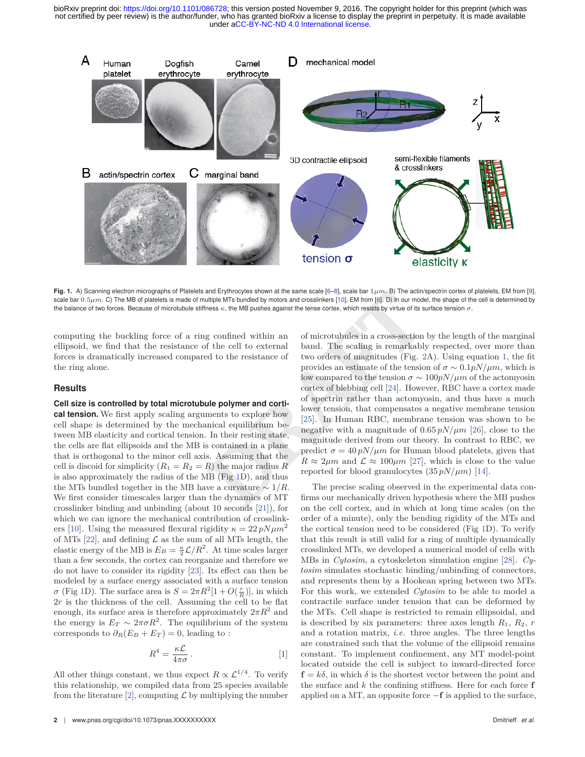Fig. 1. A) Scanning electron micrographs of Platelets and Erythrocytes shown at the same scale [6–8], scale bar $1\mu m$. B) The actin/spectrin cortex of platelets, EM from [9], scale bar $0.5\mu m$. C) The MB of platelets is made of multiple MTs bundled by motors and crosslinkers [10], EM from [6]. D) In our model, the shape of the cell is determined by the balance of two forces. Because of microtubule stiffness $\kappa$, the MB pushes against the tense cortex, which resists by virtue of its surface tension $\sigma$.

computing the buckling force of a ring confined within an ellipsoid, we find that the resistance of the cell to external forces is dramatically increased compared to the resistance of the ring alone.

## Results

**Cell size is controlled by total microtubule polymer and cortical tension.** We first apply scaling arguments to explore how cell shape is determined by the mechanical equilibrium between MB elasticity and cortical tension. In their resting state, the cells are flat ellipsoids and the MB is contained in a plane that is orthogonal to the minor cell axis. Assuming that the cell is discoid for simplicity ($R_1 = R_2 = R$) the major radius $R$ is also approximately the radius of the MB (Fig 1D), and thus the MTs bundled together in the MB have a curvature $\sim 1/R$. We first consider timescales larger than the dynamics of MT crosslinker binding and unbinding (about 10 seconds [21]), for which we can ignore the mechanical contribution of crosslinkers [10]. Using the measured flexural rigidity $\kappa = 22\, pN\mu m^2$ of MTs [22], and defining $\mathcal{L}$ as the sum of all MTs length, the elastic energy of the MB is $E_B = \frac{\kappa}{2}\mathcal{L}/R^2$. At time scales larger than a few seconds, the cortex can reorganize and therefore we do not have to consider its rigidity [23]. Its effect can then be modeled by a surface energy associated with a surface tension $\sigma$ (Fig 1D). The surface area is $S = 2\pi R^2[1 + O(\frac{r}{R})]$, in which $2r$ is the thickness of the cell. Assuming the cell to be flat enough, its surface area is therefore approximately $2\pi R^2$ and the energy is $E_T \sim 2\pi\sigma R^2$. The equilibrium of the system corresponds to $\partial_R(E_B + E_T) = 0$, leading to :

$$R^4 = \frac{\kappa\mathcal{L}}{4\pi\sigma}\,. \qquad [1]$$

All other things constant, we thus expect $R \propto \mathcal{L}^{1/4}$. To verify this relationship, we compiled data from 25 species available from the literature [2], computing $\mathcal{L}$ by multiplying the number of microtubules in a cross-section by the length of the marginal band. The scaling is remarkably respected, over more than two orders of magnitudes (Fig. 2A). Using equation 1, the fit provides an estimate of the tension of $\sigma \sim 0.1 pN/\mu m$, which is low compared to the tension $\sigma \sim 100 pN/\mu m$ of the actomyosin cortex of blebbing cell [24]. However, RBC have a cortex made of spectrin rather than actomyosin, and thus have a much lower tension, that compensates a negative membrane tension [25]. In Human RBC, membrane tension was shown to be negative with a magnitude of $0.65\, pN/\mu m$ [26], close to the magnitude derived from our theory. In contrast to RBC, we predict $\sigma = 40\, pN/\mu m$ for Human blood platelets, given that $R \approx 2\mu m$ and $\mathcal{L} \approx 100\mu m$ [27], which is close to the value reported for blood granulocytes ($35\, pN/\mu m$) [14].

The precise scaling observed in the experimental data confirms our mechanically driven hypothesis where the MB pushes on the cell cortex, and in which at long time scales (on the order of a minute), only the bending rigidity of the MTs and the cortical tension need to be considered (Fig 1D). To verify that this result is still valid for a ring of multiple dynamically crosslinked MTs, we developed a numerical model of cells with MBs in *Cytosim*, a cytoskeleton simulation engine [28]. *Cytosim* simulates stochastic binding/unbinding of connectors, and represents them by a Hookean spring between two MTs. For this work, we extended *Cytosim* to be able to model a contractile surface under tension that can be deformed by the MTs. Cell shape is restricted to remain ellipsoidal, and is described by six parameters: three axes length $R_1$, $R_2$, $r$ and a rotation matrix, *i.e.* three angles. The three lengths are constrained such that the volume of the ellipsoid remains constant. To implement confinement, any MT model-point located outside the cell is subject to inward-directed force $\mathbf{f} = k\delta$, in which $\delta$ is the shortest vector between the point and the surface and $k$ the confining stiffness. Here for each force $\mathbf{f}$ applied on a MT, an opposite force $-\mathbf{f}$ is applied to the surface,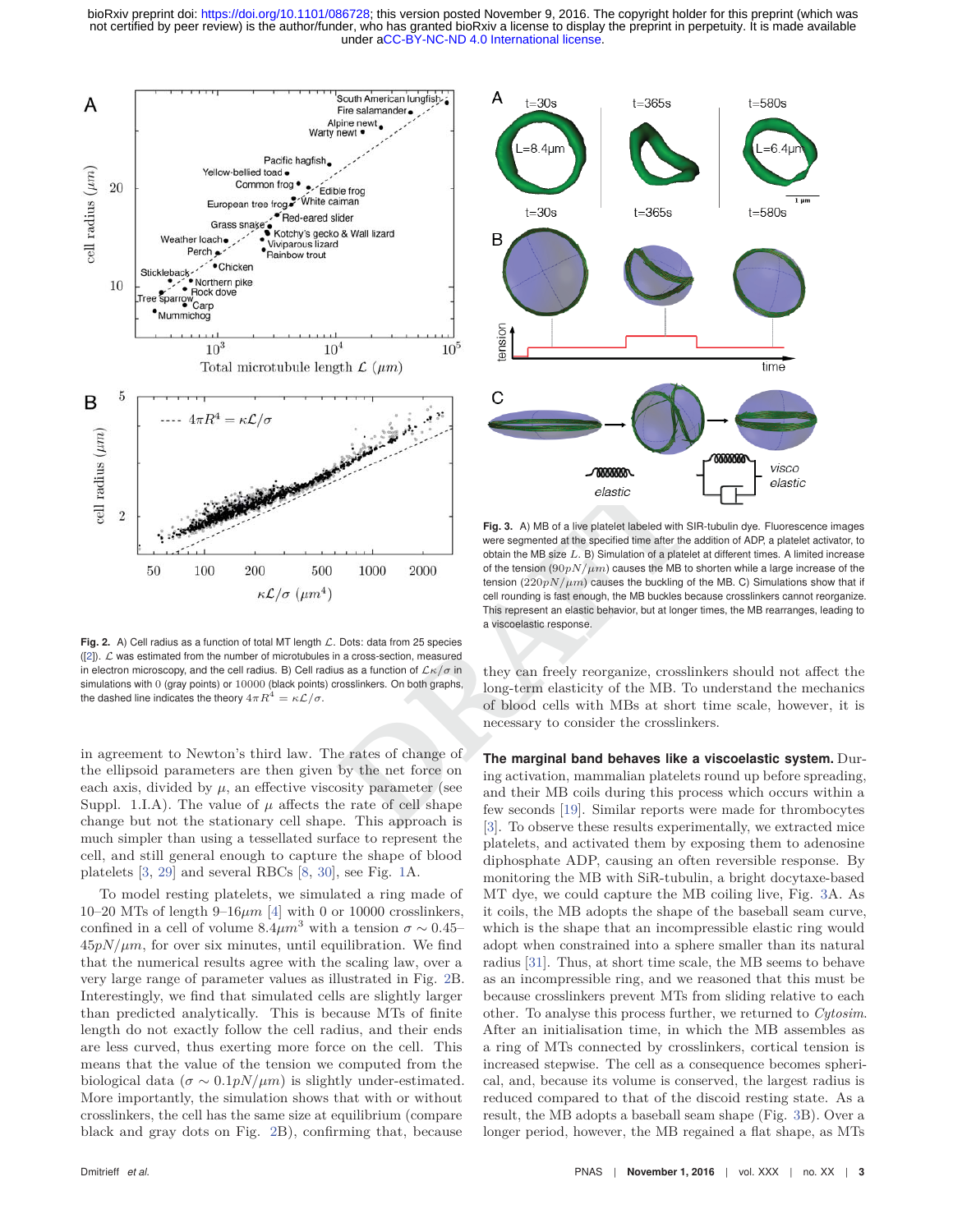**Fig. 2.** A) Cell radius as a function of total MT length $\mathcal{L}$. Dots: data from 25 species ([2]). $\mathcal{L}$ was estimated from the number of microtubules in a cross-section, measured in electron microscopy, and the cell radius. B) Cell radius as a function of $\mathcal{L}\kappa/\sigma$ in simulations with 0 (gray points) or 10000 (black points) crosslinkers. On both graphs, the dashed line indicates the theory $4\pi R^4 = \kappa\mathcal{L}/\sigma$.

in agreement to Newton's third law. The rates of change of the ellipsoid parameters are then given by the net force on each axis, divided by $\mu$, an effective viscosity parameter (see Suppl. 1.I.A). The value of $\mu$ affects the rate of cell shape change but not the stationary cell shape. This approach is much simpler than using a tessellated surface to represent the cell, and still general enough to capture the shape of blood platelets [3, 29] and several RBCs [8, 30], see Fig. 1A.

To model resting platelets, we simulated a ring made of 10–20 MTs of length 9–16$\mu m$ [4] with 0 or 10000 crosslinkers, confined in a cell of volume 8.4$\mu m^3$ with a tension $\sigma \sim 0.45$–$45 pN/\mu m$, for over six minutes, until equilibration. We find that the numerical results agree with the scaling law, over a very large range of parameter values as illustrated in Fig. 2B. Interestingly, we find that simulated cells are slightly larger than predicted analytically. This is because MTs of finite length do not exactly follow the cell radius, and their ends are less curved, thus exerting more force on the cell. This means that the value of the tension we computed from the biological data ($\sigma \sim 0.1 pN/\mu m$) is slightly under-estimated. More importantly, the simulation shows that with or without crosslinkers, the cell has the same size at equilibrium (compare black and gray dots on Fig. 2B), confirming that, because they can freely reorganize, crosslinkers should not affect the long-term elasticity of the MB. To understand the mechanics of blood cells with MBs at short time scale, however, it is necessary to consider the crosslinkers.

**Fig. 3.** A) MB of a live platelet labeled with SIR-tubulin dye. Fluorescence images were segmented at the specified time after the addition of ADP, a platelet activator, to obtain the MB size $L$. B) Simulation of a platelet at different times. A limited increase of the tension ($90pN/\mu m$) causes the MB to shorten while a large increase of the tension ($220pN/\mu m$) causes the buckling of the MB. C) Simulations show that if cell rounding is fast enough, the MB buckles because crosslinkers cannot reorganize. This represent an elastic behavior, but at longer times, the MB rearranges, leading to a viscoelastic response.

**The marginal band behaves like a viscoelastic system.** During activation, mammalian platelets round up before spreading, and their MB coils during this process which occurs within a few seconds [19]. Similar reports were made for thrombocytes [3]. To observe these results experimentally, we extracted mice platelets, and activated them by exposing them to adenosine diphosphate ADP, causing an often reversible response. By monitoring the MB with SiR-tubulin, a bright docytaxe-based MT dye, we could capture the MB coiling live, Fig. 3A. As it coils, the MB adopts the shape of the baseball seam curve, which is the shape that an incompressible elastic ring would adopt when constrained into a sphere smaller than its natural radius [31]. Thus, at short time scale, the MB seems to behave as an incompressible ring, and we reasoned that this must be because crosslinkers prevent MTs from sliding relative to each other. To analyse this process further, we returned to *Cytosim*. After an initialisation time, in which the MB assembles as a ring of MTs connected by crosslinkers, cortical tension is increased stepwise. The cell as a consequence becomes spherical, and, because its volume is conserved, the largest radius is reduced compared to that of the discoid resting state. As a result, the MB adopts a baseball seam shape (Fig. 3B). Over a longer period, however, the MB regained a flat shape, as MTs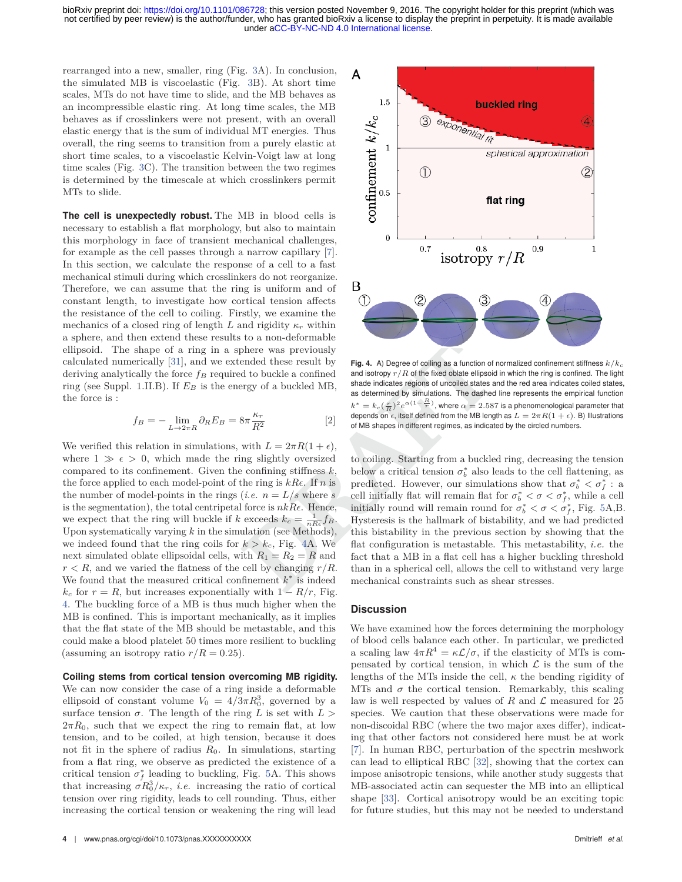rearranged into a new, smaller, ring (Fig. 3A). In conclusion, the simulated MB is viscoelastic (Fig. 3B). At short time scales, MTs do not have time to slide, and the MB behaves as an incompressible elastic ring. At long time scales, the MB behaves as if crosslinkers were not present, with an overall elastic energy that is the sum of individual MT energies. Thus overall, the ring seems to transition from a purely elastic at short time scales, to a viscoelastic Kelvin-Voigt law at long time scales (Fig. 3C). The transition between the two regimes is determined by the timescale at which crosslinkers permit MTs to slide.

**The cell is unexpectedly robust.** The MB in blood cells is necessary to establish a flat morphology, but also to maintain this morphology in face of transient mechanical challenges, for example as the cell passes through a narrow capillary [7]. In this section, we calculate the response of a cell to a fast mechanical stimuli during which crosslinkers do not reorganize. Therefore, we can assume that the ring is uniform and of constant length, to investigate how cortical tension affects the resistance of the cell to coiling. Firstly, we examine the mechanics of a closed ring of length $L$ and rigidity $\kappa_r$ within a sphere, and then extend these results to a non-deformable ellipsoid. The shape of a ring in a sphere was previously calculated numerically [31], and we extended these result by deriving analytically the force $f_B$ required to buckle a confined ring (see Suppl. 1.II.B). If $E_B$ is the energy of a buckled MB, the force is :

$$f_B = - \lim_{L \to 2\pi R} \partial_R E_B = 8\pi \frac{\kappa_r}{R^2} \quad [2]$$

We verified this relation in simulations, with $L = 2\pi R(1+\epsilon)$, where $1 \gg \epsilon > 0$, which made the ring slightly oversized compared to its confinement. Given the confining stiffness $k$, the force applied to each model-point of the ring is $kR\epsilon$. If $n$ is the number of model-points in the rings (*i.e.* $n = L/s$ where $s$ is the segmentation), the total centripetal force is $nkR\epsilon$. Hence, we expect that the ring will buckle if $k$ exceeds $k_c = \frac{1}{nR\epsilon} f_B$. Upon systematically varying $k$ in the simulation (see Methods), we indeed found that the ring coils for $k > k_c$, Fig. 4A. We next simulated oblate ellipsoidal cells, with $R_1 = R_2 = R$ and $r < R$, and we varied the flatness of the cell by changing $r/R$. We found that the measured critical confinement $k^*$ is indeed $k_c$ for $r = R$, but increases exponentially with $1 - R/r$, Fig. 4. The buckling force of a MB is thus much higher when the MB is confined. This is important mechanically, as it implies that the flat state of the MB should be metastable, and this could make a blood platelet 50 times more resilient to buckling (assuming an isotropy ratio $r/R = 0.25$).

**Coiling stems from cortical tension overcoming MB rigidity.** We can now consider the case of a ring inside a deformable ellipsoid of constant volume $V_0 = 4/3\pi R_0^3$, governed by a surface tension $\sigma$. The length of the ring $L$ is set with $L > 2\pi R_0$, such that we expect the ring to remain flat at low tension, and to be coiled, at high tension, because it does not fit in the sphere of radius $R_0$. In simulations, starting from a flat ring, we observe as predicted the existence of a critical tension $\sigma_f^*$ leading to buckling, Fig. 5A. This shows that increasing $\sigma R_0^3/\kappa_r$, *i.e.* increasing the ratio of cortical tension over ring rigidity, leads to cell rounding. Thus, either increasing the cortical tension or weakening the ring will lead to coiling. Starting from a buckled ring, decreasing the tension below a critical tension $\sigma_b^*$ also leads to the cell flattening, as predicted. However, our simulations show that $\sigma_b^* < \sigma_f^*$ : a cell initially flat will remain flat for $\sigma_b^* < \sigma < \sigma_f^*$, while a cell initially round will remain round for $\sigma_b^* < \sigma < \sigma_f^*$, Fig. 5A,B. Hysteresis is the hallmark of bistability, and we had predicted this bistability in the previous section by showing that the flat configuration is metastable. This metastability, *i.e.* the fact that a MB in a flat cell has a higher buckling threshold than in a spherical cell, allows the cell to withstand very large mechanical constraints such as shear stresses.

**Fig. 4.** A) Degree of coiling as a function of normalized confinement stiffness $k/k_c$ and isotropy $r/R$ of the fixed oblate ellipsoid in which the ring is confined. The light shade indicates regions of uncoiled states and the red area indicates coiled states, as determined by simulations. The dashed line represents the empirical function $k^* = k_c(\frac{r}{R})^2 e^{\alpha(1-\frac{R}{r})}$, where $\alpha = 2.587$ is a phenomenological parameter that depends on $\epsilon$, itself defined from the MB length as $L = 2\pi R(1+\epsilon)$. B) Illustrations of MB shapes in different regimes, as indicated by the circled numbers.

## Discussion

We have examined how the forces determining the morphology of blood cells balance each other. In particular, we predicted a scaling law $4\pi R^4 = \kappa\mathcal{L}/\sigma$, if the elasticity of MTs is compensated by cortical tension, in which $\mathcal{L}$ is the sum of the lengths of the MTs inside the cell, $\kappa$ the bending rigidity of MTs and $\sigma$ the cortical tension. Remarkably, this scaling law is well respected by values of $R$ and $\mathcal{L}$ measured for 25 species. We caution that these observations were made for non-discoidal RBC (where the two major axes differ), indicating that other factors not considered here must be at work [7]. In human RBC, perturbation of the spectrin meshwork can lead to elliptical RBC [32], showing that the cortex can impose anisotropic tensions, while another study suggests that MB-associated actin can sequester the MB into an elliptical shape [33]. Cortical anisotropy would be an exciting topic for future studies, but this may not be needed to understand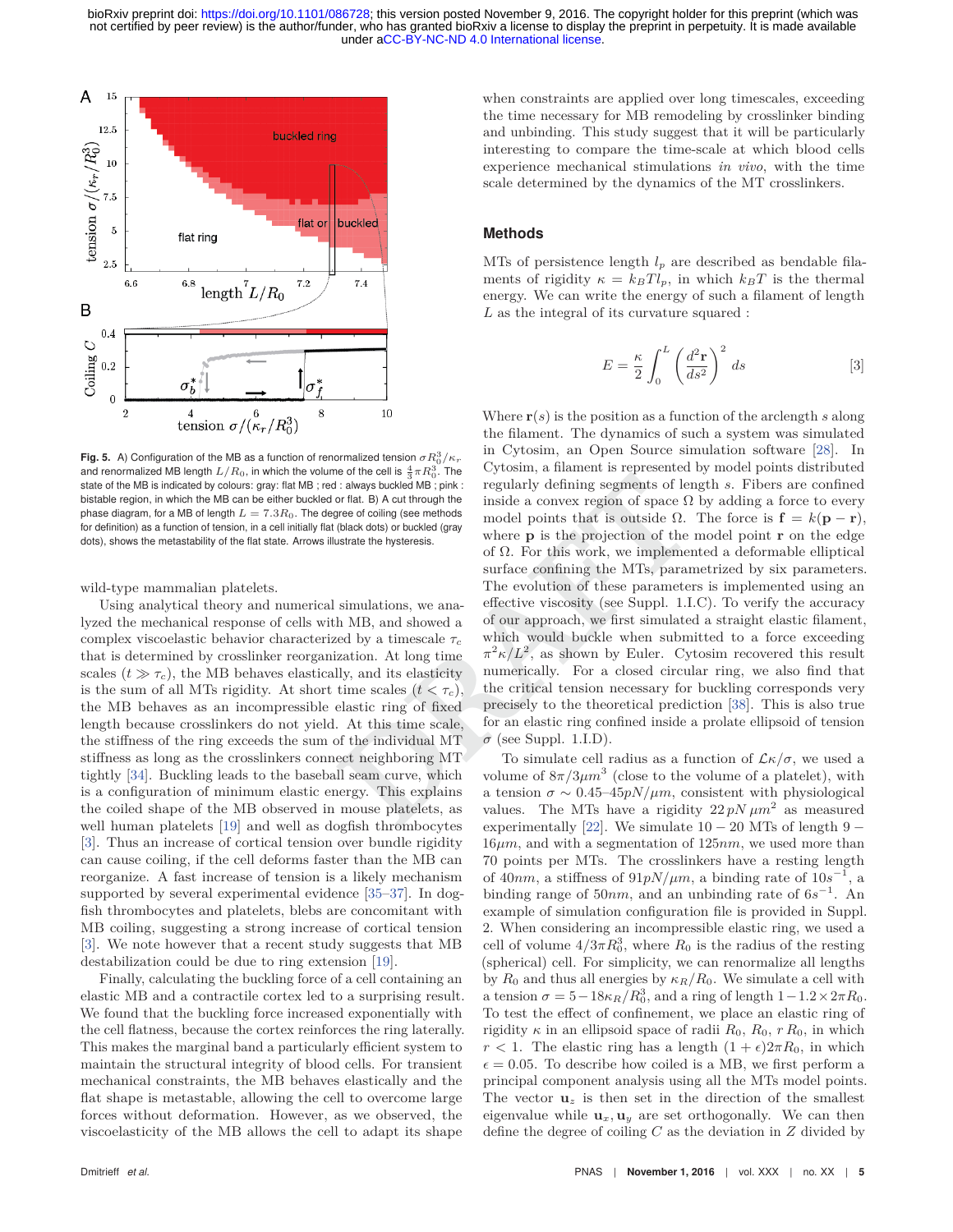Fig. 5. A) Configuration of the MB as a function of renormalized tension $\sigma R_0^3/\kappa_r$ and renormalized MB length $L/R_0$, in which the volume of the cell is $\frac{4}{3}\pi R_0^3$. The state of the MB is indicated by colours: gray: flat MB ; red : always buckled MB ; pink : bistable region, in which the MB can be either buckled or flat. B) A cut through the phase diagram, for a MB of length $L = 7.3R_0$. The degree of coiling (see methods for definition) as a function of tension, in a cell initially flat (black dots) or buckled (gray dots), shows the metastability of the flat state. Arrows illustrate the hysteresis.

wild-type mammalian platelets.

Using analytical theory and numerical simulations, we analyzed the mechanical response of cells with MB, and showed a complex viscoelastic behavior characterized by a timescale $\tau_c$ that is determined by crosslinker reorganization. At long time scales ($t \gg \tau_c$), the MB behaves elastically, and its elasticity is the sum of all MTs rigidity. At short time scales ($t < \tau_c$), the MB behaves as an incompressible elastic ring of fixed length because crosslinkers do not yield. At this time scale, the stiffness of the ring exceeds the sum of the individual MT stiffness as long as the crosslinkers connect neighboring MT tightly [34]. Buckling leads to the baseball seam curve, which is a configuration of minimum elastic energy. This explains the coiled shape of the MB observed in mouse platelets, as well human platelets [19] and well as dogfish thrombocytes [3]. Thus an increase of cortical tension over bundle rigidity can cause coiling, if the cell deforms faster than the MB can reorganize. A fast increase of tension is a likely mechanism supported by several experimental evidence [35–37]. In dogfish thrombocytes and platelets, blebs are concomitant with MB coiling, suggesting a strong increase of cortical tension [3]. We note however that a recent study suggests that MB destabilization could be due to ring extension [19].

Finally, calculating the buckling force of a cell containing an elastic MB and a contractile cortex led to a surprising result. We found that the buckling force increased exponentially with the cell flatness, because the cortex reinforces the ring laterally. This makes the marginal band a particularly efficient system to maintain the structural integrity of blood cells. For transient mechanical constraints, the MB behaves elastically and the flat shape is metastable, allowing the cell to overcome large forces without deformation. However, as we observed, the viscoelasticity of the MB allows the cell to adapt its shape when constraints are applied over long timescales, exceeding the time necessary for MB remodeling by crosslinker binding and unbinding. This study suggest that it will be particularly interesting to compare the time-scale at which blood cells experience mechanical stimulations *in vivo*, with the time scale determined by the dynamics of the MT crosslinkers.

## Methods

MTs of persistence length $l_p$ are described as bendable filaments of rigidity $\kappa = k_B T l_p$, in which $k_B T$ is the thermal energy. We can write the energy of such a filament of length $L$ as the integral of its curvature squared :

$$E = \frac{\kappa}{2} \int_0^L \left( \frac{d^2\mathbf{r}}{ds^2} \right)^2 ds \qquad [3]$$

Where $\mathbf{r}(s)$ is the position as a function of the arclength $s$ along the filament. The dynamics of such a system was simulated in Cytosim, an Open Source simulation software [28]. In Cytosim, a filament is represented by model points distributed regularly defining segments of length $s$. Fibers are confined inside a convex region of space $\Omega$ by adding a force to every model points that is outside $\Omega$. The force is $\mathbf{f} = k(\mathbf{p} - \mathbf{r})$, where $\mathbf{p}$ is the projection of the model point $\mathbf{r}$ on the edge of $\Omega$. For this work, we implemented a deformable elliptical surface confining the MTs, parametrized by six parameters. The evolution of these parameters is implemented using an effective viscosity (see Suppl. 1.I.C). To verify the accuracy of our approach, we first simulated a straight elastic filament, which would buckle when submitted to a force exceeding $\pi^2\kappa/L^2$, as shown by Euler. Cytosim recovered this result numerically. For a closed circular ring, we also find that the critical tension necessary for buckling corresponds very precisely to the theoretical prediction [38]. This is also true for an elastic ring confined inside a prolate ellipsoid of tension $\sigma$ (see Suppl. 1.I.D).

To simulate cell radius as a function of $\mathcal{L}\kappa/\sigma$, we used a volume of $8\pi/3\mu m^3$ (close to the volume of a platelet), with a tension $\sigma \sim 0.45$–$45 pN/\mu m$, consistent with physiological values. The MTs have a rigidity $22\,pN\,\mu m^2$ as measured experimentally [22]. We simulate $10-20$ MTs of length $9-16\mu m$, and with a segmentation of $125nm$, we used more than 70 points per MTs. The crosslinkers have a resting length of $40nm$, a stiffness of $91pN/\mu m$, a binding rate of $10s^{-1}$, a binding range of $50nm$, and an unbinding rate of $6s^{-1}$. An example of simulation configuration file is provided in Suppl. 2. When considering an incompressible elastic ring, we used a cell of volume $4/3\pi R_0^3$, where $R_0$ is the radius of the resting (spherical) cell. For simplicity, we can renormalize all lengths by $R_0$ and thus all energies by $\kappa_R/R_0$. We simulate a cell with a tension $\sigma = 5-18\kappa_R/R_0^3$, and a ring of length $1-1.2\times 2\pi R_0$. To test the effect of confinement, we place an elastic ring of rigidity $\kappa$ in an ellipsoid space of radii $R_0$, $R_0$, $r\,R_0$, in which $r < 1$. The elastic ring has a length $(1+\epsilon)2\pi R_0$, in which $\epsilon = 0.05$. To describe how coiled is a MB, we first perform a principal component analysis using all the MTs model points. The vector $\mathbf{u}_z$ is then set in the direction of the smallest eigenvalue while $\mathbf{u}_x, \mathbf{u}_y$ are set orthogonally. We can then define the degree of coiling $C$ as the deviation in $Z$ divided by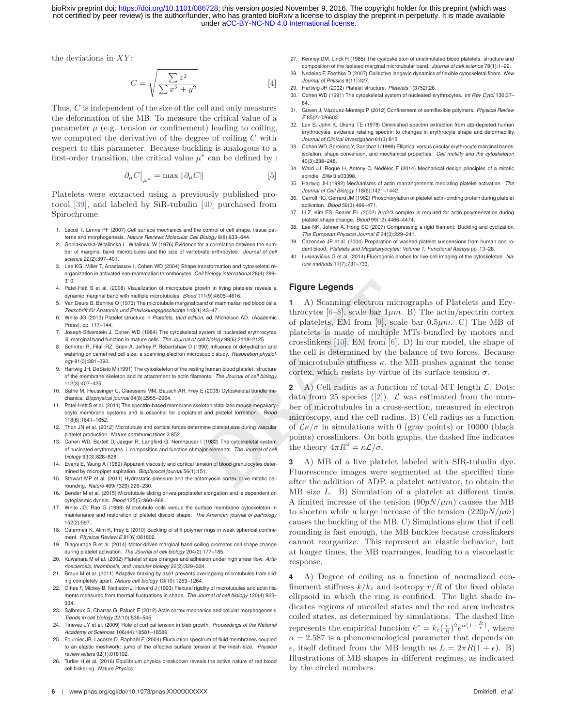the deviations in $XY$:

$$C = \sqrt{\frac{\sum z^2}{\sum x^2 + y^2}} \quad [4]$$

Thus, $C$ is independent of the size of the cell and only measures the deformation of the MB. To measure the critical value of a parameter $\mu$ (e.g. tension or confinement) leading to coiling, we computed the derivative of the degree of coiling $C$ with respect to this parameter. Because buckling is analogous to a first-order transition, the critical value $\mu^*$ can be defined by :

$$\partial_\mu C\big|_{\mu^*} = \max \|\partial_\mu C\| \quad [5]$$

Platelets were extracted using a previously published protocol [39], and labeled by SiR-tubulin [40] purchased from Spirochrome.

1. Lecuit T, Lenne PF (2007) Cell surface mechanics and the control of cell shape, tissue patterns and morphogenesis. *Nature Reviews Molecular Cell Biology* 8(8):633–644.
2. Goniakowska-Witalinska L, Witalinski W (1976) Evidence for a correlation between the number of marginal band microtubules and the size of vertebrate erthrocytes. *Journal of cell science* 22(2):397–401.
3. Lee KG, Miller T, Anastassov I, Cohen WD (2004) Shape transformation and cytoskeletal reorganization in activated non-mammalian thrombocytes. *Cell biology international* 28(4):299–310.
4. Patel-Hett S et al. (2008) Visualization of microtubule growth in living platelets reveals a dynamic marginal band with multiple microtubules. *Blood* 111(9):4605–4616.
5. Van Deurs B, Behnke O (1973) The microtubule marginal band of mammalian red blood cells. *Zeitschrift für Anatomie und Entwicklungsgeschichte* 143(1):43–47.
6. White JG (2013) Platelet structure in *Platelets, third edition*, ed. Michelson AD. (Academic Press), pp. 117–144.
7. Joseph-Silverstein J, Cohen WD (1984) The cytoskeletal system of nucleated erythrocytes. iii. marginal band function in mature cells. *The Journal of cell biology* 98(6):2118–2125.
8. Schroter R, Filali RZ, Brain A, Jeffrey P, Robertshaw D (1990) Influence of dehydration and watering on camel red cell size: a scanning electron microscopic study. *Respiration physiology* 81(3):381–390.
9. Hartwig JH, DeSisto M (1991) The cytoskeleton of the resting human blood platelet: structure of the membrane skeleton and its attachment to actin filaments. *The Journal of cell biology* 112(3):407–425.
10. Bathe M, Heussinger C, Claessens MM, Bausch AR, Frey E (2008) Cytoskeletal bundle mechanics. *Biophysical journal* 94(8):2955–2964.
11. Patel-Hett S et al. (2011) The spectrin-based membrane skeleton stabilizes mouse megakaryocyte membrane systems and is essential for proplatelet and platelet formation. *Blood* 118(6):1641–1652.
12. Thon JN et al. (2012) Microtubule and cortical forces determine platelet size during vascular platelet production. *Nature communications* 3:852.
13. Cohen WD, Bartelt D, Jaeger R, Langford G, Nemhauser I (1982) The cytoskeletal system of nucleated erythrocytes. i. composition and function of major elements. *The Journal of cell biology* 93(3):828–828.
14. Evans E, Yeung A (1989) Apparent viscosity and cortical tension of blood granulocytes determined by micropipet aspiration. *Biophysical journal* 56(1):151.
15. Stewart MP et al. (2011) Hydrostatic pressure and the actomyosin cortex drive mitotic cell rounding. *Nature* 469(7329):226–230.
16. Bender M et al. (2015) Microtubule sliding drives proplatelet elongation and is dependent on cytoplasmic dynein. *Blood* 125(5):860–868.
17. White JG, Rao G (1998) Microtubule coils versus the surface membrane cytoskeleton in maintenance and restoration of platelet discoid shape. *The American journal of pathology* 152(2):597.
18. Ostermeir K, Alim K, Frey E (2010) Buckling of stiff polymer rings in weak spherical confinement. *Physical Review E* 81(6):061802.
19. Diagouraga B et al. (2014) Motor-driven marginal band coiling promotes cell shape change during platelet activation. *The Journal of cell biology* 204(2):177–185.
20. Kuwahara M et al. (2002) Platelet shape changes and adhesion under high shear flow. *Arteriosclerosis, thrombosis, and vascular biology* 22(2):329–334.
21. Braun M et al. (2011) Adaptive braking by ase1 prevents overlapping microtubules from sliding completely apart. *Nature cell biology* 13(10):1259–1264.
22. Gittes F, Mickey B, Nettleton J, Howard J (1993) Flexural rigidity of microtubules and actin filaments measured from thermal fluctuations in shape. *The Journal of cell biology* 120(4):923–934.
23. Salbreux G, Charras G, Paluch E (2012) Actin cortex mechanics and cellular morphogenesis. *Trends in cell biology* 22(10):536–545.
24. Tinevez JY et al. (2009) Role of cortical tension in bleb growth. *Proceedings of the National Academy of Sciences* 106(44):18581–18586.
25. Fournier JB, Lacoste D, Raphaël E (2004) Fluctuation spectrum of fluid membranes coupled to an elastic meshwork: jump of the effective surface tension at the mesh size. *Physical review letters* 92(1):018102.
26. Turlier H et al. (2016) Equilibrium physics breakdown reveals the active nature of red blood cell flickering. *Nature Physics*.
27. Kenney DM, Linck R (1985) The cystoskeleton of unstimulated blood platelets: structure and composition of the isolated marginal microtubular band. *Journal of cell science* 78(1):1–22.
28. Nedelec F, Foethke D (2007) Collective langevin dynamics of flexible cytoskeletal fibers. *New Journal of Physics* 9(11):427.
29. Hartwig JH (2002) Platelet structure. *Platelets* 1(3752):26.
30. Cohen WD (1991) The cytoskeletal system of nucleated erythrocytes. *Int Rev Cytol* 130:37–84.
31. Guven J, Vázquez-Montejo P (2012) Confinement of semiflexible polymers. *Physical Review E* 85(2):026603.
32. Lux S, John K, Ukena TE (1978) Diminished spectrin extraction from atp-depleted human erythrocytes. evidence relating spectrin to changes in erythrocyte shape and deformability. *Journal of Clinical Investigation* 61(3):815.
33. Cohen WD, Sorokina Y, Sanchez I (1998) Elliptical versus circular erythrocyte marginal bands: isolation, shape conversion, and mechanical properties. *Cell motility and the cytoskeleton* 40(3):238–248.
34. Ward JJ, Roque H, Antony C, Nédélec F (2014) Mechanical design principles of a mitotic spindle. *Elife* 3:e03398.
35. Hartwig JH (1992) Mechanisms of actin rearrangements mediating platelet activation. *The Journal of Cell Biology* 118(6):1421–1442.
36. Carroll RC, Gerrard JM (1982) Phosphorylation of platelet actin-binding protein during platelet activation. *Blood* 59(3):466–471.
37. Li Z, Kim ES, Bearer EL (2002) Arp2/3 complex is required for actin polymerization during platelet shape change. *Blood* 99(12):4466–4474.
38. Lee NK, Johner A, Hong SC (2007) Compressing a rigid filament: Buckling and cyclization. *The European Physical Journal E* 24(3):229–241.
39. Cazenave JP et al. (2004) Preparation of washed platelet suspensions from human and rodent blood. *Platelets and Megakaryocytes: Volume 1: Functional Assays* pp. 13–28.
40. Lukinavičius G et al. (2014) Fluorogenic probes for live-cell imaging of the cytoskeleton. *Nature methods* 11(7):731–733.

## Figure Legends

**1** A) Scanning electron micrographs of Platelets and Erythrocytes [6–8], scale bar $1\mu m$. B) The actin/spectrin cortex of platelets, EM from [9], scale bar $0.5\mu m$. C) The MB of platelets is made of multiple MTs bundled by motors and crosslinkers [10], EM from [6]. D) In our model, the shape of the cell is determined by the balance of two forces. Because of microtubule stiffness $\kappa$, the MB pushes against the tense cortex, which resists by virtue of its surface tension $\sigma$.

**2** A) Cell radius as a function of total MT length $\mathcal{L}$. Dots: data from 25 species ([2]). $\mathcal{L}$ was estimated from the number of microtubules in a cross-section, measured in electron microscopy, and the cell radius. B) Cell radius as a function of $\mathcal{L}\kappa/\sigma$ in simulations with 0 (gray points) or 10000 (black points) crosslinkers. On both graphs, the dashed line indicates the theory $4\pi R^4 = \kappa\mathcal{L}/\sigma$.

**3** A) MB of a live platelet labeled with SIR-tubulin dye. Fluorescence images were segmented at the specified time after the addition of ADP, a platelet activator, to obtain the MB size $L$. B) Simulation of a platelet at different times. A limited increase of the tension ($90pN/\mu m$) causes the MB to shorten while a large increase of the tension ($220pN/\mu m$) causes the buckling of the MB. C) Simulations show that if cell rounding is fast enough, the MB buckles because crosslinkers cannot reorganize. This represent an elastic behavior, but at longer times, the MB rearranges, leading to a viscoelastic response.

**4** A) Degree of coiling as a function of normalized confinement stiffness $k/k_c$ and isotropy $r/R$ of the fixed oblate ellipsoid in which the ring is confined. The light shade indicates regions of uncoiled states and the red area indicates coiled states, as determined by simulations. The dashed line represents the empirical function $k^* = k_c(\frac{r}{R})^2 e^{\alpha(1-\frac{R}{r})}$, where $\alpha = 2.587$ is a phenomenological parameter that depends on $\epsilon$, itself defined from the MB length as $L = 2\pi R(1+\epsilon)$. B) Illustrations of MB shapes in different regimes, as indicated by the circled numbers.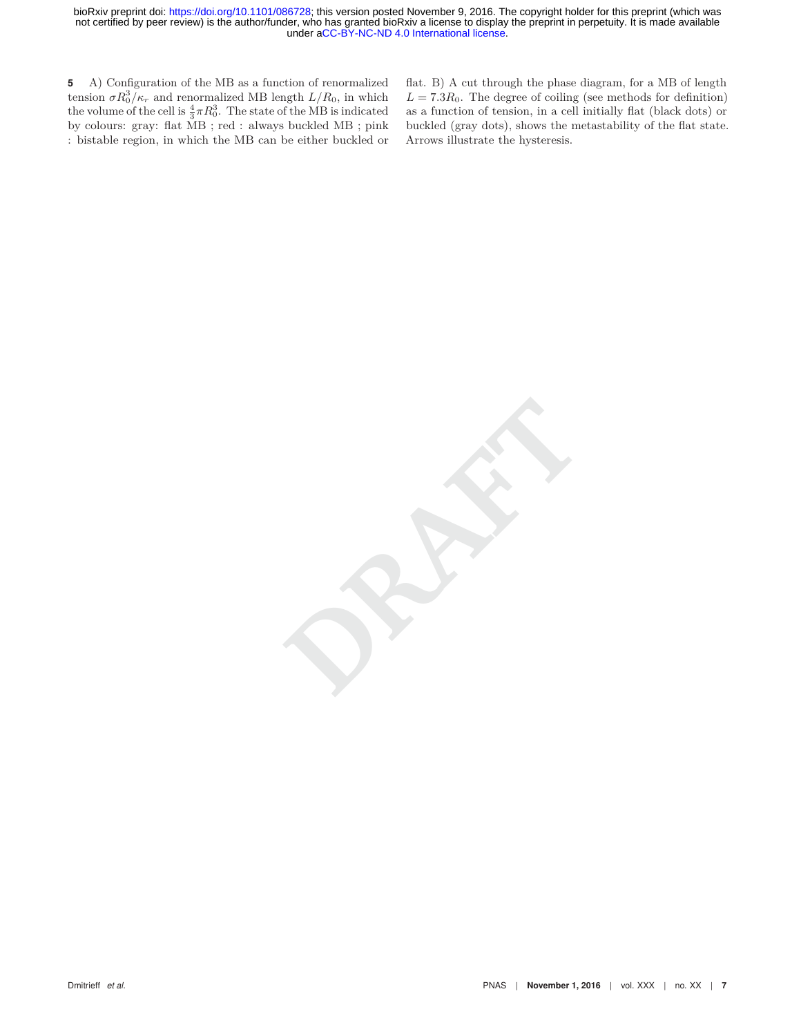**5** A) Configuration of the MB as a function of renormalized tension $\sigma R_0^3/\kappa_r$ and renormalized MB length $L/R_0$, in which the volume of the cell is $\frac{4}{3}\pi R_0^3$. The state of the MB is indicated by colours: gray: flat MB ; red : always buckled MB ; pink : bistable region, in which the MB can be either buckled or flat. B) A cut through the phase diagram, for a MB of length $L = 7.3R_0$. The degree of coiling (see methods for definition) as a function of tension, in a cell initially flat (black dots) or buckled (gray dots), shows the metastability of the flat state. Arrows illustrate the hysteresis.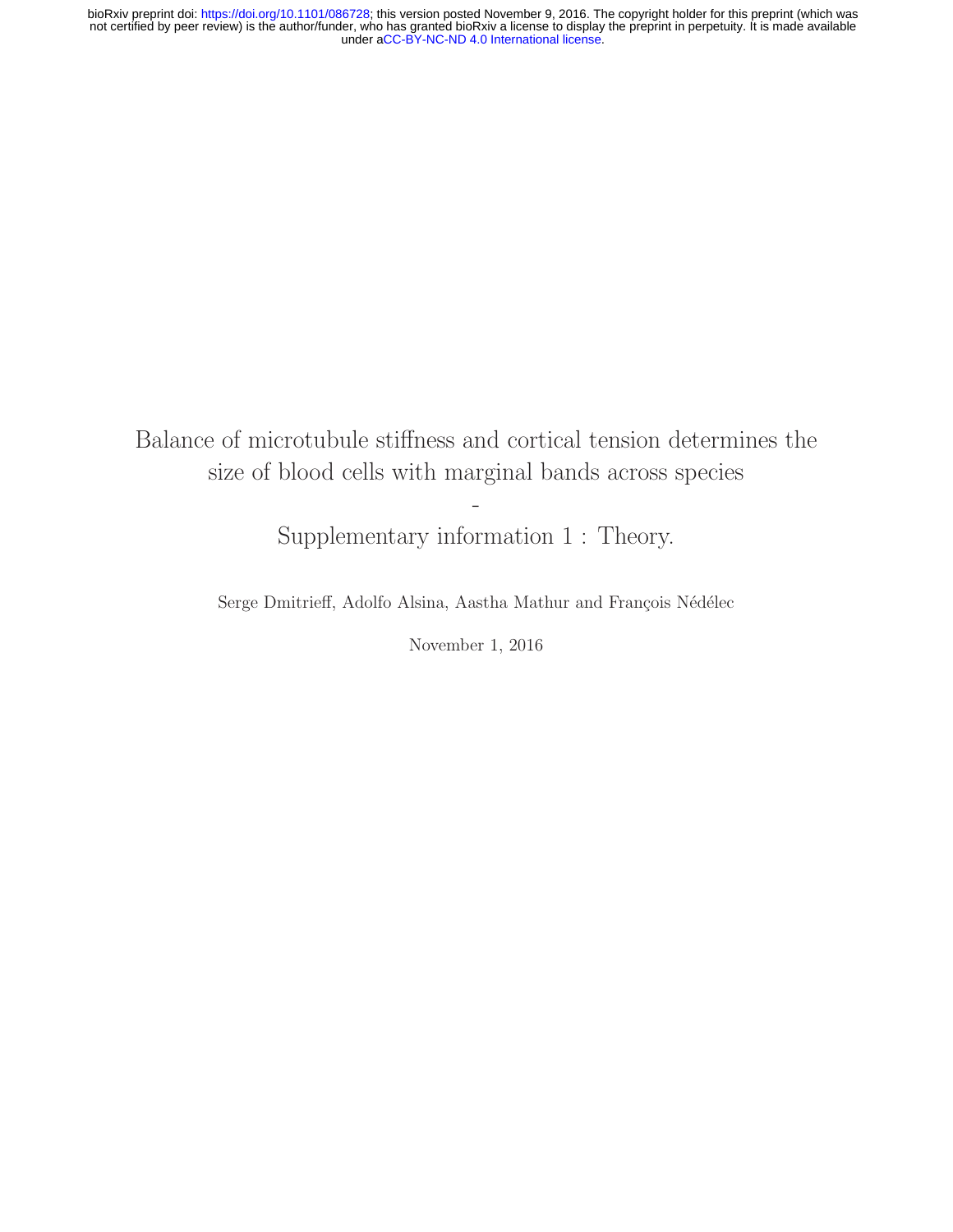# Balance of microtubule stiffness and cortical tension determines the size of blood cells with marginal bands across species

-

Supplementary information 1 : Theory.

Serge Dmitrieff, Adolfo Alsina, Aastha Mathur and François Nédélec

November 1, 2016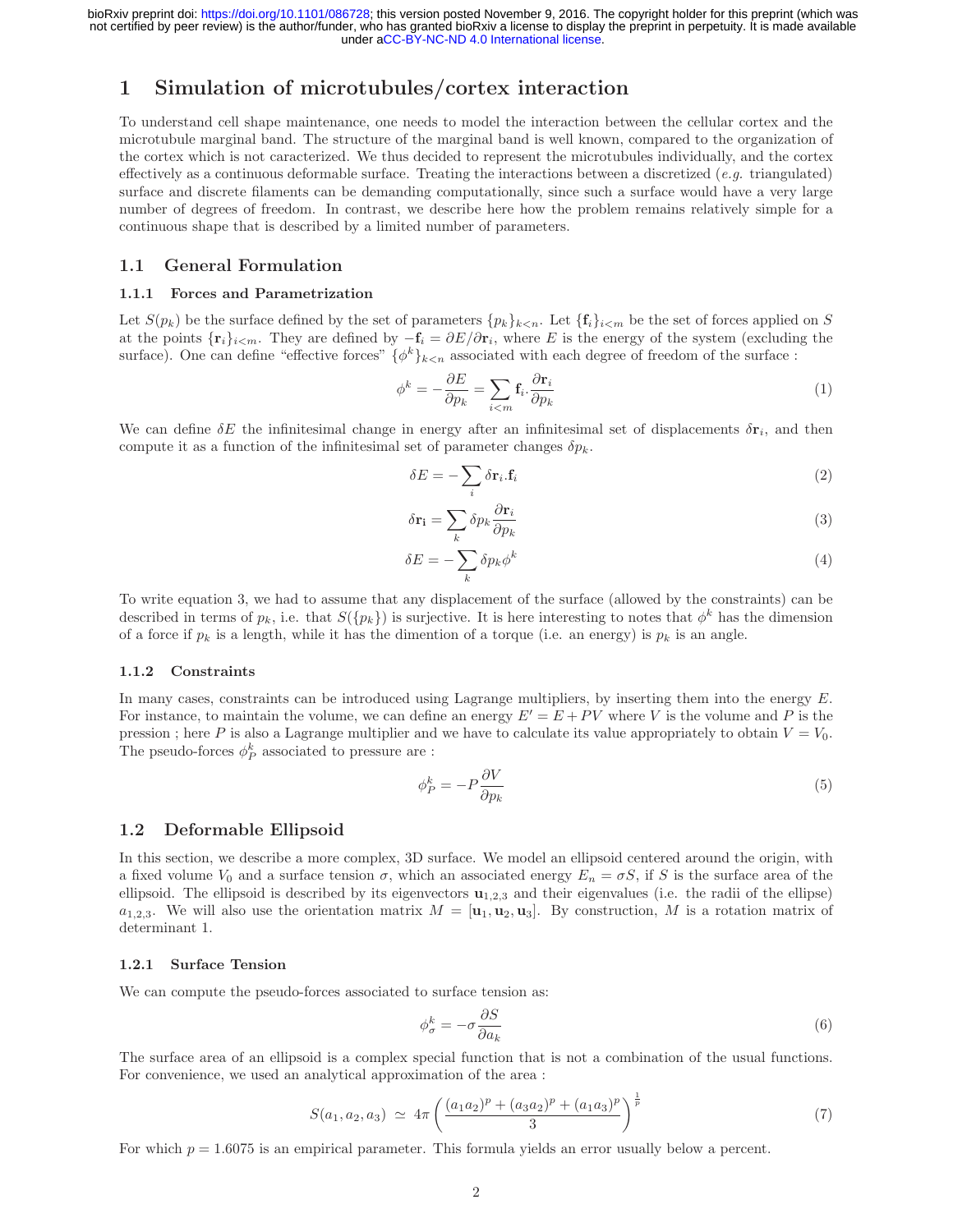# 1 Simulation of microtubules/cortex interaction

To understand cell shape maintenance, one needs to model the interaction between the cellular cortex and the microtubule marginal band. The structure of the marginal band is well known, compared to the organization of the cortex which is not caracterized. We thus decided to represent the microtubules individually, and the cortex effectively as a continuous deformable surface. Treating the interactions between a discretized (*e.g.* triangulated) surface and discrete filaments can be demanding computationally, since such a surface would have a very large number of degrees of freedom. In contrast, we describe here how the problem remains relatively simple for a continuous shape that is described by a limited number of parameters.

## 1.1 General Formulation

### 1.1.1 Forces and Parametrization

Let $S(p_k)$ be the surface defined by the set of parameters $\{p_k\}_{k<n}$. Let $\{\mathbf{f}_i\}_{i<m}$ be the set of forces applied on $S$ at the points $\{\mathbf{r}_i\}_{i<m}$. They are defined by $-\mathbf{f}_i = \partial E/\partial \mathbf{r}_i$, where $E$ is the energy of the system (excluding the surface). One can define "effective forces" $\{\phi^k\}_{k<n}$ associated with each degree of freedom of the surface :

$$\phi^k = -\frac{\partial E}{\partial p_k} = \sum_{i<m} \mathbf{f}_i . \frac{\partial \mathbf{r}_i}{\partial p_k} \tag{1}$$

We can define $\delta E$ the infinitesimal change in energy after an infinitesimal set of displacements $\delta \mathbf{r}_i$, and then compute it as a function of the infinitesimal set of parameter changes $\delta p_k$.

$$\delta E = -\sum_i \delta \mathbf{r}_i . \mathbf{f}_i \tag{2}$$

$$\delta \mathbf{r_i} = \sum_k \delta p_k \frac{\partial \mathbf{r}_i}{\partial p_k} \tag{3}$$

$$\delta E = -\sum_k \delta p_k \phi^k \tag{4}$$

To write equation 3, we had to assume that any displacement of the surface (allowed by the constraints) can be described in terms of $p_k$, i.e. that $S(\{p_k\})$ is surjective. It is here interesting to notes that $\phi^k$ has the dimension of a force if $p_k$ is a length, while it has the dimention of a torque (i.e. an energy) is $p_k$ is an angle.

### 1.1.2 Constraints

In many cases, constraints can be introduced using Lagrange multipliers, by inserting them into the energy $E$. For instance, to maintain the volume, we can define an energy $E' = E + PV$ where $V$ is the volume and $P$ is the pression ; here $P$ is also a Lagrange multiplier and we have to calculate its value appropriately to obtain $V = V_0$. The pseudo-forces $\phi^k_P$ associated to pressure are :

$$\phi^k_P = -P \frac{\partial V}{\partial p_k} \tag{5}$$

## 1.2 Deformable Ellipsoid

In this section, we describe a more complex, 3D surface. We model an ellipsoid centered around the origin, with a fixed volume $V_0$ and a surface tension $\sigma$, which an associated energy $E_n = \sigma S$, if $S$ is the surface area of the ellipsoid. The ellipsoid is described by its eigenvectors $\mathbf{u}_{1,2,3}$ and their eigenvalues (i.e. the radii of the ellipse) $a_{1,2,3}$. We will also use the orientation matrix $M = [\mathbf{u}_1, \mathbf{u}_2, \mathbf{u}_3]$. By construction, $M$ is a rotation matrix of determinant 1.

### 1.2.1 Surface Tension

We can compute the pseudo-forces associated to surface tension as:

$$\phi^k_\sigma = -\sigma \frac{\partial S}{\partial a_k} \tag{6}$$

The surface area of an ellipsoid is a complex special function that is not a combination of the usual functions. For convenience, we used an analytical approximation of the area :

$$S(a_1, a_2, a_3) \;\simeq\; 4\pi \left( \frac{(a_1 a_2)^p + (a_3 a_2)^p + (a_1 a_3)^p}{3} \right)^{\frac{1}{p}} \tag{7}$$

For which $p = 1.6075$ is an empirical parameter. This formula yields an error usually below a percent.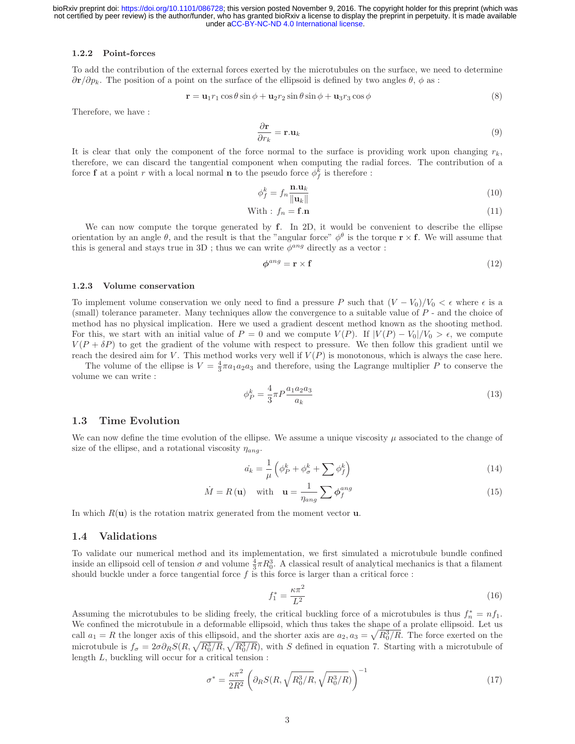### 1.2.2 Point-forces

To add the contribution of the external forces exerted by the microtubules on the surface, we need to determine $\partial \mathbf{r}/\partial p_k$. The position of a point on the surface of the ellipsoid is defined by two angles $\theta$, $\phi$ as :

$$\mathbf{r} = \mathbf{u}_1 r_1 \cos\theta \sin\phi + \mathbf{u}_2 r_2 \sin\theta \sin\phi + \mathbf{u}_3 r_3 \cos\phi \tag{8}$$

Therefore, we have :

$$\frac{\partial \mathbf{r}}{\partial r_k} = \mathbf{r}.\mathbf{u}_k \tag{9}$$

It is clear that only the component of the force normal to the surface is providing work upon changing $r_k$, therefore, we can discard the tangential component when computing the radial forces. The contribution of a force $\mathbf{f}$ at a point $r$ with a local normal $\mathbf{n}$ to the pseudo force $\phi_f^k$ is therefore :

$$\phi_f^k = f_n \frac{\mathbf{n}.\mathbf{u}_k}{\|\mathbf{u}_k\|} \tag{10}$$

$$\text{With : } f_n = \mathbf{f}.\mathbf{n} \tag{11}$$

We can now compute the torque generated by $\mathbf{f}$. In 2D, it would be convenient to describe the ellipse orientation by an angle $\theta$, and the result is that the "angular force" $\phi^\theta$ is the torque $\mathbf{r} \times \mathbf{f}$. We will assume that this is general and stays true in 3D ; thus we can write $\phi^{ang}$ directly as a vector :

$$\boldsymbol{\phi}^{ang} = \mathbf{r} \times \mathbf{f} \tag{12}$$

### 1.2.3 Volume conservation

To implement volume conservation we only need to find a pressure $P$ such that $(V - V_0)/V_0 < \epsilon$ where $\epsilon$ is a (small) tolerance parameter. Many techniques allow the convergence to a suitable value of $P$ - and the choice of method has no physical implication. Here we used a gradient descent method known as the shooting method. For this, we start with an initial value of $P = 0$ and we compute $V(P)$. If $|V(P) - V_0|/V_0 > \epsilon$, we compute $V(P + \delta P)$ to get the gradient of the volume with respect to pressure. We then follow this gradient until we reach the desired aim for $V$. This method works very well if $V(P)$ is monotonous, which is always the case here.

The volume of the ellipse is $V = \frac{4}{3}\pi a_1 a_2 a_3$ and therefore, using the Lagrange multiplier $P$ to conserve the volume we can write :

$$\phi_P^k = \frac{4}{3}\pi P \frac{a_1 a_2 a_3}{a_k} \tag{13}$$

## 1.3 Time Evolution

We can now define the time evolution of the ellipse. We assume a unique viscosity $\mu$ associated to the change of size of the ellipse, and a rotational viscosity $\eta_{ang}$.

$$\dot{a_k} = \frac{1}{\mu}\left(\phi_P^k + \phi_\sigma^k + \sum \phi_f^k\right) \tag{14}$$

$$\dot{M} = R(\mathbf{u}) \quad \text{with} \quad \mathbf{u} = \frac{1}{\eta_{ang}} \sum \boldsymbol{\phi}_f^{ang} \tag{15}$$

In which $R(\mathbf{u})$ is the rotation matrix generated from the moment vector $\mathbf{u}$.

## 1.4 Validations

To validate our numerical method and its implementation, we first simulated a microtubule bundle confined inside an ellipsoid cell of tension $\sigma$ and volume $\frac{4}{3}\pi R_0^3$. A classical result of analytical mechanics is that a filament should buckle under a force tangential force $f$ is this force is larger than a critical force :

$$f_1^* = \frac{\kappa \pi^2}{L^2} \tag{16}$$

Assuming the microtubules to be sliding freely, the critical buckling force of a microtubules is thus $f_n^* = n f_1$. We confined the microtubule in a deformable ellipsoid, which thus takes the shape of a prolate ellipsoid. Let us call $a_1 = R$ the longer axis of this ellipsoid, and the shorter axis are $a_2, a_3 = \sqrt{R_0^3/R}$. The force exerted on the microtubule is $f_\sigma = 2\sigma \partial_R S(R, \sqrt{R_0^3/R}, \sqrt{R_0^3/R})$, with $S$ defined in equation 7. Starting with a microtubule of length $L$, buckling will occur for a critical tension :

$$\sigma^* = \frac{\kappa \pi^2}{2R^2}\left(\partial_R S(R, \sqrt{R_0^3/R}, \sqrt{R_0^3/R})\right)^{-1} \tag{17}$$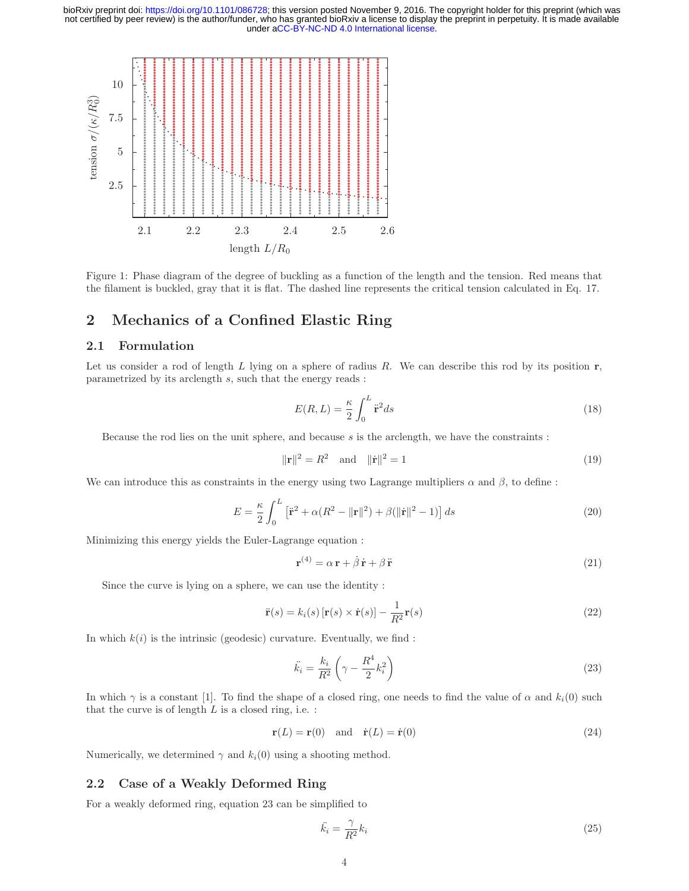Figure 1: Phase diagram of the degree of buckling as a function of the length and the tension. Red means that the filament is buckled, gray that it is flat. The dashed line represents the critical tension calculated in Eq. 17.

## 2 Mechanics of a Confined Elastic Ring

### 2.1 Formulation

Let us consider a rod of length $L$ lying on a sphere of radius $R$. We can describe this rod by its position $\mathbf{r}$, parametrized by its arclength $s$, such that the energy reads :

$$E(R,L) = \frac{\kappa}{2}\int_0^L \ddot{\mathbf{r}}^2 ds \tag{18}$$

Because the rod lies on the unit sphere, and because $s$ is the arclength, we have the constraints :

$$\|\mathbf{r}\|^2 = R^2 \quad \text{and} \quad \|\dot{\mathbf{r}}\|^2 = 1 \tag{19}$$

We can introduce this as constraints in the energy using two Lagrange multipliers $\alpha$ and $\beta$, to define :

$$E = \frac{\kappa}{2}\int_0^L \left[\ddot{\mathbf{r}}^2 + \alpha(R^2 - \|\mathbf{r}\|^2) + \beta(\|\dot{\mathbf{r}}\|^2 - 1)\right] ds \tag{20}$$

Minimizing this energy yields the Euler-Lagrange equation :

$$\mathbf{r}^{(4)} = \alpha\,\mathbf{r} + \dot{\beta}\,\dot{\mathbf{r}} + \beta\,\ddot{\mathbf{r}} \tag{21}$$

Since the curve is lying on a sphere, we can use the identity :

$$\ddot{\mathbf{r}}(s) = k_i(s)\left[\mathbf{r}(s)\times\dot{\mathbf{r}}(s)\right] - \frac{1}{R^2}\mathbf{r}(s) \tag{22}$$

In which $k(i)$ is the intrinsic (geodesic) curvature. Eventually, we find :

$$\ddot{k_i} = \frac{k_i}{R^2}\left(\gamma - \frac{R^4}{2}k_i^2\right) \tag{23}$$

In which $\gamma$ is a constant [1]. To find the shape of a closed ring, one needs to find the value of $\alpha$ and $k_i(0)$ such that the curve is of length $L$ is a closed ring, i.e. :

$$\mathbf{r}(L) = \mathbf{r}(0) \quad \text{and} \quad \dot{\mathbf{r}}(L) = \dot{\mathbf{r}}(0) \tag{24}$$

Numerically, we determined $\gamma$ and $k_i(0)$ using a shooting method.

### 2.2 Case of a Weakly Deformed Ring

For a weakly deformed ring, equation 23 can be simplified to

$$\ddot{k_i} = \frac{\gamma}{R^2}k_i \tag{25}$$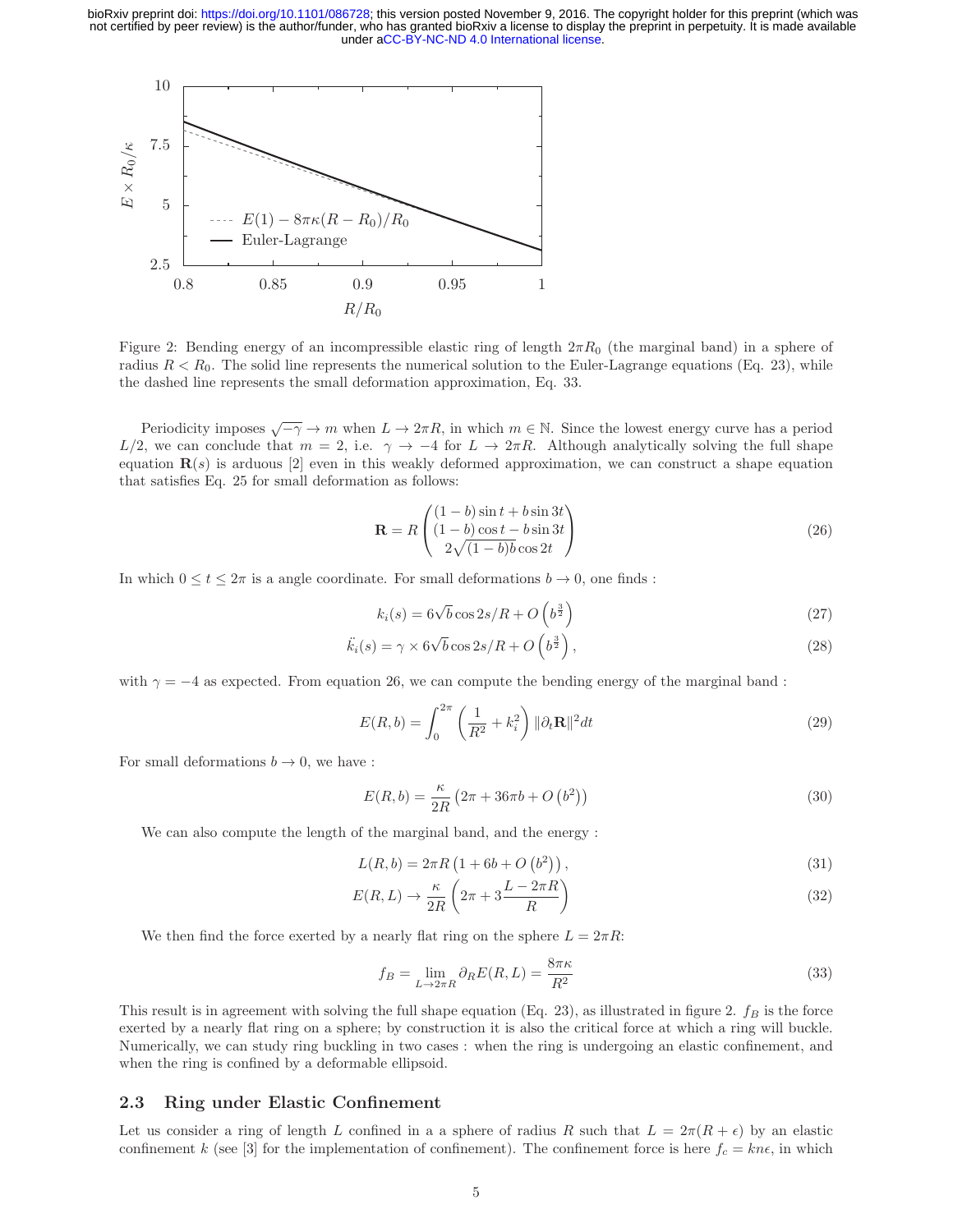Figure 2: Bending energy of an incompressible elastic ring of length $2\pi R_0$ (the marginal band) in a sphere of radius $R < R_0$. The solid line represents the numerical solution to the Euler-Lagrange equations (Eq. 23), while the dashed line represents the small deformation approximation, Eq. 33.

Periodicity imposes $\sqrt{-\gamma} \to m$ when $L \to 2\pi R$, in which $m \in \mathbb{N}$. Since the lowest energy curve has a period $L/2$, we can conclude that $m = 2$, i.e. $\gamma \to -4$ for $L \to 2\pi R$. Although analytically solving the full shape equation $\mathbf{R}(s)$ is arduous [2] even in this weakly deformed approximation, we can construct a shape equation that satisfies Eq. 25 for small deformation as follows:

$$\mathbf{R} = R \begin{pmatrix} (1-b)\sin t + b \sin 3t \\ (1-b)\cos t - b \sin 3t \\ 2\sqrt{(1-b)b}\cos 2t \end{pmatrix} \tag{26}$$

In which $0 \leq t \leq 2\pi$ is a angle coordinate. For small deformations $b \to 0$, one finds :

$$k_i(s) = 6\sqrt{b}\cos 2s/R + O\left(b^{\frac{3}{2}}\right) \tag{27}$$

$$\ddot{k}_i(s) = \gamma \times 6\sqrt{b}\cos 2s/R + O\left(b^{\frac{3}{2}}\right), \tag{28}$$

with $\gamma = -4$ as expected. From equation 26, we can compute the bending energy of the marginal band :

$$E(R,b) = \int_0^{2\pi} \left(\frac{1}{R^2} + k_i^2\right) \|\partial_t \mathbf{R}\|^2 dt \tag{29}$$

For small deformations $b \to 0$, we have :

$$E(R,b) = \frac{\kappa}{2R}\left(2\pi + 36\pi b + O\left(b^2\right)\right) \tag{30}$$

We can also compute the length of the marginal band, and the energy :

$$L(R,b) = 2\pi R\left(1 + 6b + O\left(b^2\right)\right), \tag{31}$$

$$E(R,L) \to \frac{\kappa}{2R}\left(2\pi + 3\frac{L - 2\pi R}{R}\right) \tag{32}$$

We then find the force exerted by a nearly flat ring on the sphere $L = 2\pi R$:

$$f_B = \lim_{L \to 2\pi R} \partial_R E(R,L) = \frac{8\pi\kappa}{R^2} \tag{33}$$

This result is in agreement with solving the full shape equation (Eq. 23), as illustrated in figure 2. $f_B$ is the force exerted by a nearly flat ring on a sphere; by construction it is also the critical force at which a ring will buckle. Numerically, we can study ring buckling in two cases : when the ring is undergoing an elastic confinement, and when the ring is confined by a deformable ellipsoid.

## 2.3 Ring under Elastic Confinement

Let us consider a ring of length $L$ confined in a a sphere of radius $R$ such that $L = 2\pi(R + \epsilon)$ by an elastic confinement $k$ (see [3] for the implementation of confinement). The confinement force is here $f_c = kn\epsilon$, in which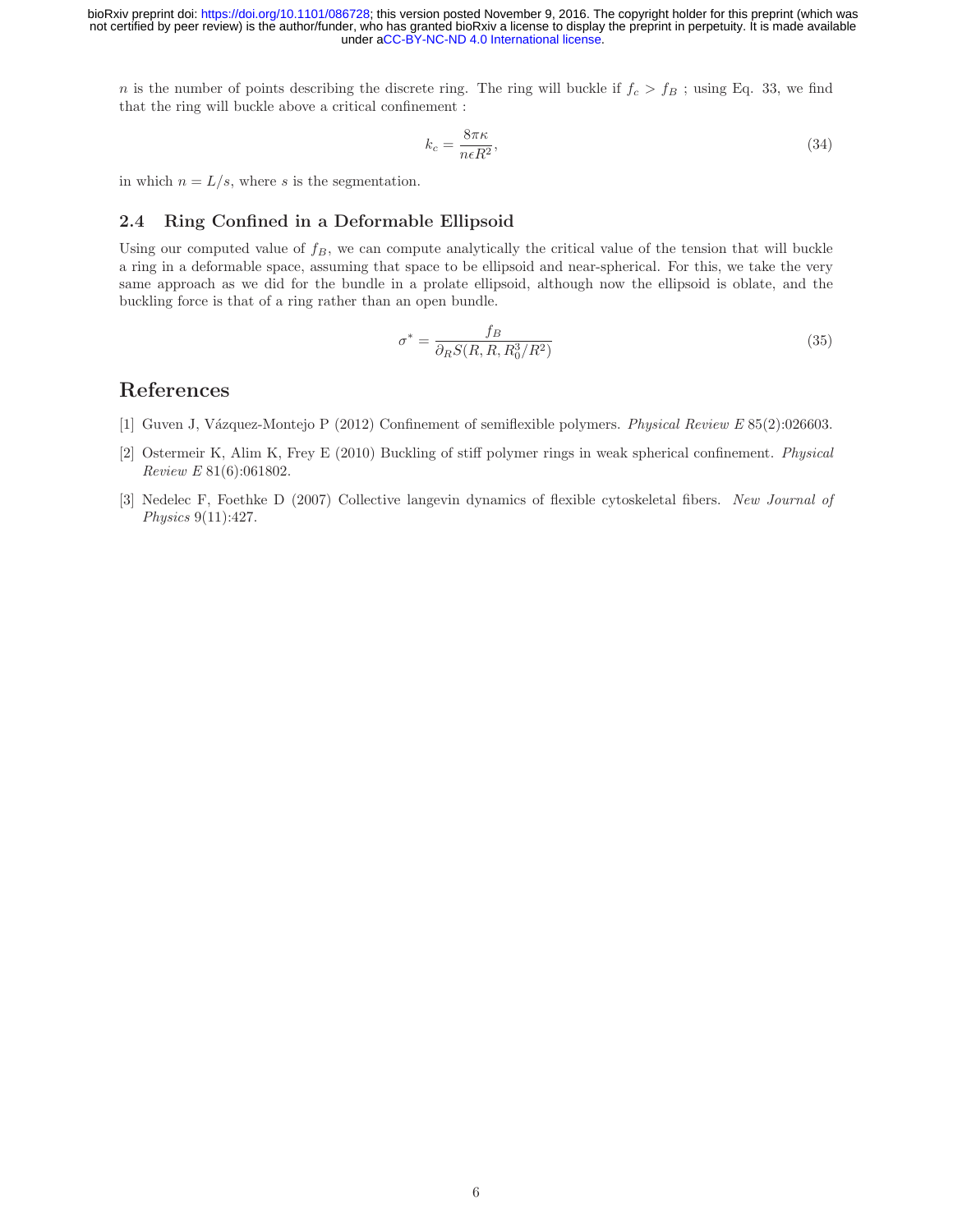$n$ is the number of points describing the discrete ring. The ring will buckle if $f_c > f_B$ ; using Eq. 33, we find that the ring will buckle above a critical confinement :

$$k_c = \frac{8\pi\kappa}{n\epsilon R^2}, \tag{34}$$

in which $n = L/s$, where $s$ is the segmentation.

## 2.4 Ring Confined in a Deformable Ellipsoid

Using our computed value of $f_B$, we can compute analytically the critical value of the tension that will buckle a ring in a deformable space, assuming that space to be ellipsoid and near-spherical. For this, we take the very same approach as we did for the bundle in a prolate ellipsoid, although now the ellipsoid is oblate, and the buckling force is that of a ring rather than an open bundle.

$$\sigma^* = \frac{f_B}{\partial_R S(R, R, R_0^3/R^2)} \tag{35}$$

# References

[1] Guven J, Vázquez-Montejo P (2012) Confinement of semiflexible polymers. *Physical Review E* 85(2):026603.

[2] Ostermeir K, Alim K, Frey E (2010) Buckling of stiff polymer rings in weak spherical confinement. *Physical Review E* 81(6):061802.

[3] Nedelec F, Foethke D (2007) Collective langevin dynamics of flexible cytoskeletal fibers. *New Journal of Physics* 9(11):427.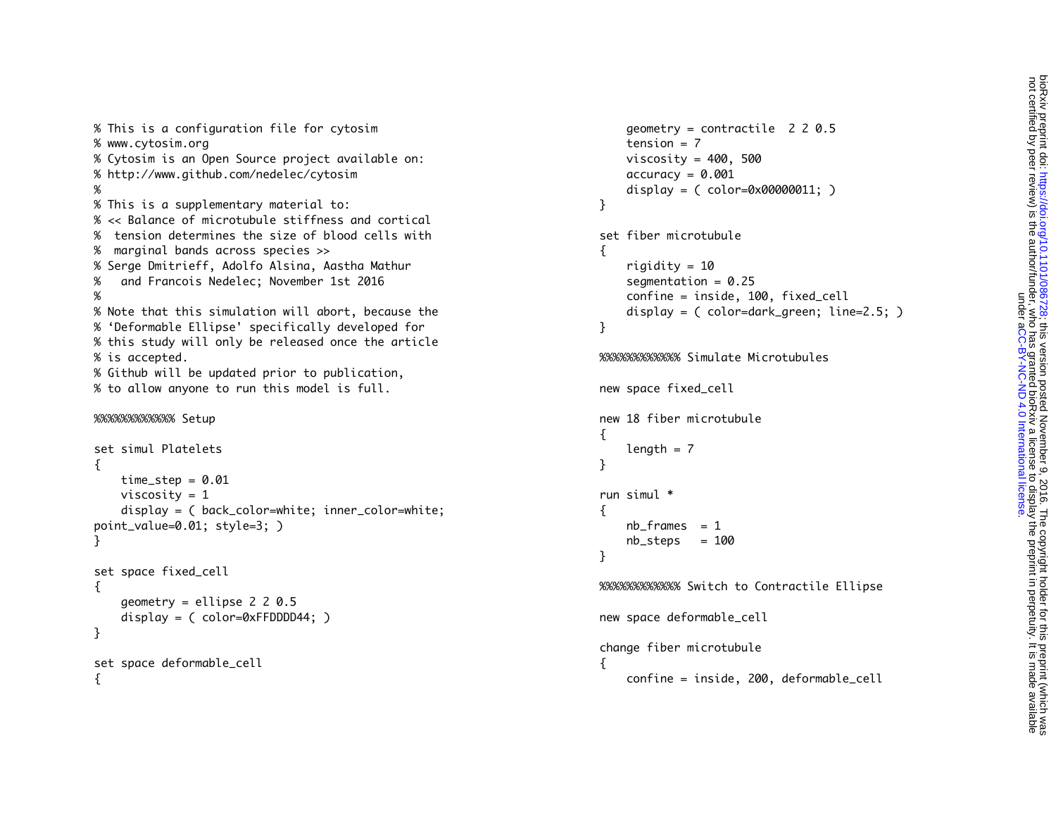```
% This is a configuration file for cytosim
% www.cytosim.org
% Cytosim is an Open Source project available on:
% http://www.github.com/nedelec/cytosim
%
% This is a supplementary material to:
% << Balance of microtubule stiffness and cortical
%  tension determines the size of blood cells with
%  marginal bands across species >>
% Serge Dmitrieff, Adolfo Alsina, Aastha Mathur
%   and Francois Nedelec; November 1st 2016
%
% Note that this simulation will abort, because the
% 'Deformable Ellipse' specifically developed for
% this study will only be released once the article
% is accepted.
% Github will be updated prior to publication,
% to allow anyone to run this model is full.

%%%%%%%%%%%% Setup

set simul Platelets
{
    time_step = 0.01
    viscosity = 1
    display = ( back_color=white; inner_color=white;
point_value=0.01; style=3; )
}

set space fixed_cell
{
    geometry = ellipse 2 2 0.5
    display = ( color=0xFFDDDD44; )
}

set space deformable_cell
{
    geometry = contractile  2 2 0.5
    tension = 7
    viscosity = 400, 500
    accuracy = 0.001
    display = ( color=0x00000011; )
}

set fiber microtubule
{
    rigidity = 10
    segmentation = 0.25
    confine = inside, 100, fixed_cell
    display = ( color=dark_green; line=2.5; )
}

%%%%%%%%%%%% Simulate Microtubules

new space fixed_cell

new 18 fiber microtubule
{
    length = 7
}

run simul *
{
    nb_frames  = 1
    nb_steps   = 100
}

%%%%%%%%%%%% Switch to Contractile Ellipse

new space deformable_cell

change fiber microtubule
{
    confine = inside, 200, deformable_cell
```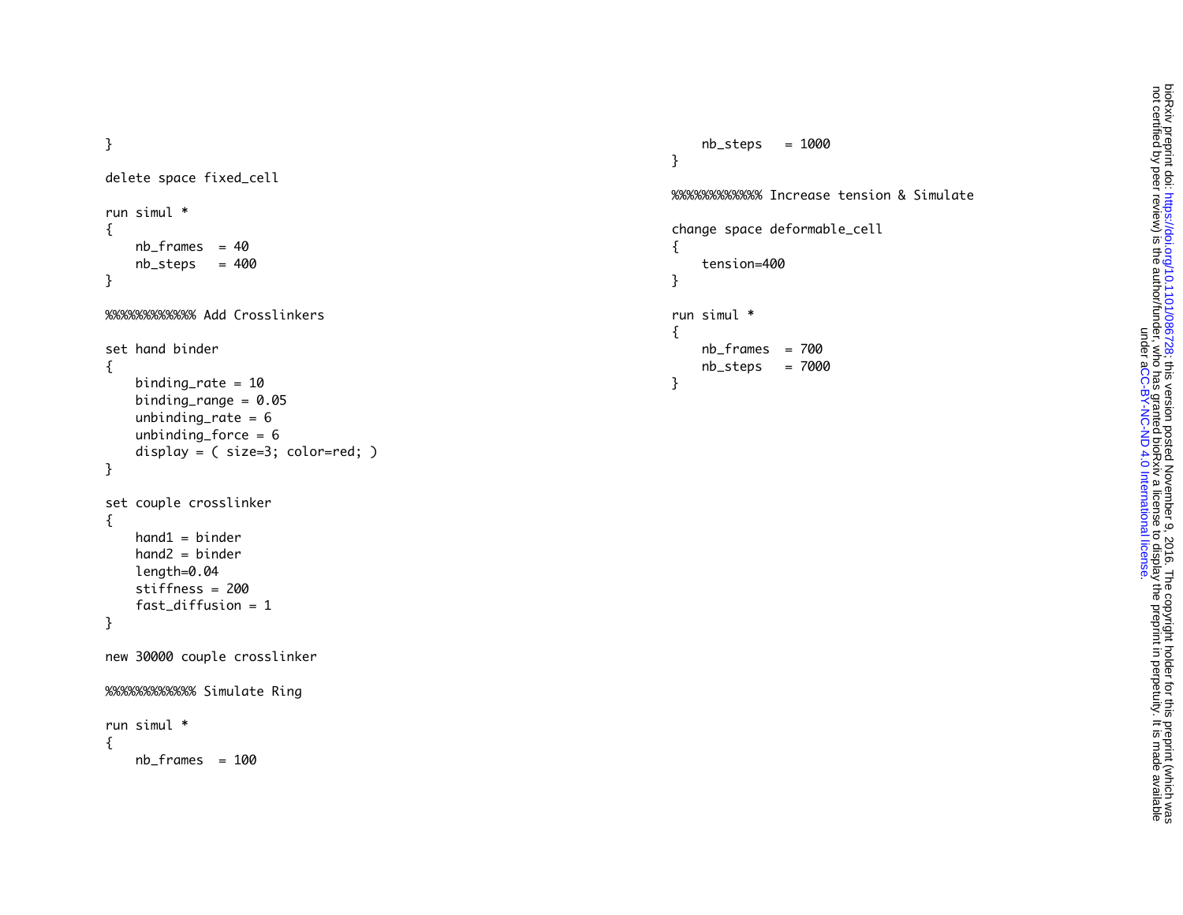```
}

delete space fixed_cell

run simul *
{
    nb_frames  = 40
    nb_steps   = 400
}

%%%%%%%%%%%% Add Crosslinkers

set hand binder
{
    binding_rate = 10
    binding_range = 0.05
    unbinding_rate = 6
    unbinding_force = 6
    display = ( size=3; color=red; )
}

set couple crosslinker
{
    hand1 = binder
    hand2 = binder
    length=0.04
    stiffness = 200
    fast_diffusion = 1
}

new 30000 couple crosslinker

%%%%%%%%%%%% Simulate Ring

run simul *
{
    nb_frames  = 100
    nb_steps   = 1000
}

%%%%%%%%%%%% Increase tension & Simulate

change space deformable_cell
{
    tension=400
}

run simul *
{
    nb_frames  = 700
    nb_steps   = 7000
}
```